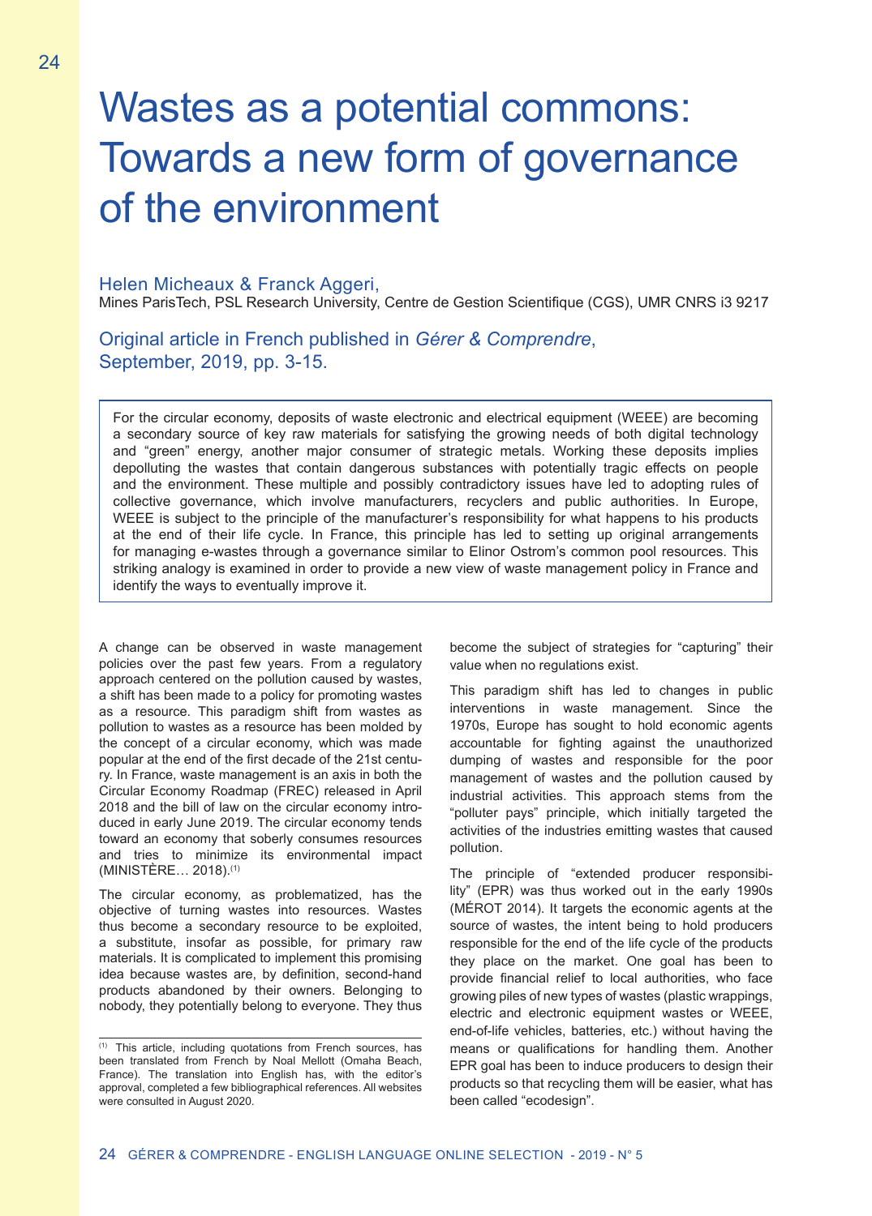# Wastes as a potential commons: Towards a new form of governance of the environment

Helen Micheaux & Franck Aggeri,
Mines ParisTech, PSL Research University, Centre de Gestion Scientifique (CGS), UMR CNRS i3 9217

Original article in French published in *Gérer & Comprendre*, September, 2019, pp. 3-15.

For the circular economy, deposits of waste electronic and electrical equipment (WEEE) are becoming a secondary source of key raw materials for satisfying the growing needs of both digital technology and "green" energy, another major consumer of strategic metals. Working these deposits implies depolluting the wastes that contain dangerous substances with potentially tragic effects on people and the environment. These multiple and possibly contradictory issues have led to adopting rules of collective governance, which involve manufacturers, recyclers and public authorities. In Europe, WEEE is subject to the principle of the manufacturer's responsibility for what happens to his products at the end of their life cycle. In France, this principle has led to setting up original arrangements for managing e-wastes through a governance similar to Elinor Ostrom's common pool resources. This striking analogy is examined in order to provide a new view of waste management policy in France and identify the ways to eventually improve it.

A change can be observed in waste management policies over the past few years. From a regulatory approach centered on the pollution caused by wastes, a shift has been made to a policy for promoting wastes as a resource. This paradigm shift from wastes as pollution to wastes as a resource has been molded by the concept of a circular economy, which was made popular at the end of the first decade of the 21st century. In France, waste management is an axis in both the Circular Economy Roadmap (FREC) released in April 2018 and the bill of law on the circular economy introduced in early June 2019. The circular economy tends toward an economy that soberly consumes resources and tries to minimize its environmental impact (MINISTÈRE… 2018).[1]

The circular economy, as problematized, has the objective of turning wastes into resources. Wastes thus become a secondary resource to be exploited, a substitute, insofar as possible, for primary raw materials. It is complicated to implement this promising idea because wastes are, by definition, second-hand products abandoned by their owners. Belonging to nobody, they potentially belong to everyone. They thus become the subject of strategies for "capturing" their value when no regulations exist.

This paradigm shift has led to changes in public interventions in waste management. Since the 1970s, Europe has sought to hold economic agents accountable for fighting against the unauthorized dumping of wastes and responsible for the poor management of wastes and the pollution caused by industrial activities. This approach stems from the "polluter pays" principle, which initially targeted the activities of the industries emitting wastes that caused pollution.

The principle of "extended producer responsibility" (EPR) was thus worked out in the early 1990s (MÉROT 2014). It targets the economic agents at the source of wastes, the intent being to hold producers responsible for the end of the life cycle of the products they place on the market. One goal has been to provide financial relief to local authorities, who face growing piles of new types of wastes (plastic wrappings, electric and electronic equipment wastes or WEEE, end-of-life vehicles, batteries, etc.) without having the means or qualifications for handling them. Another EPR goal has been to induce producers to design their products so that recycling them will be easier, what has been called "ecodesign".

[1] This article, including quotations from French sources, has been translated from French by Noal Mellott (Omaha Beach, France). The translation into English has, with the editor's approval, completed a few bibliographical references. All websites were consulted in August 2020.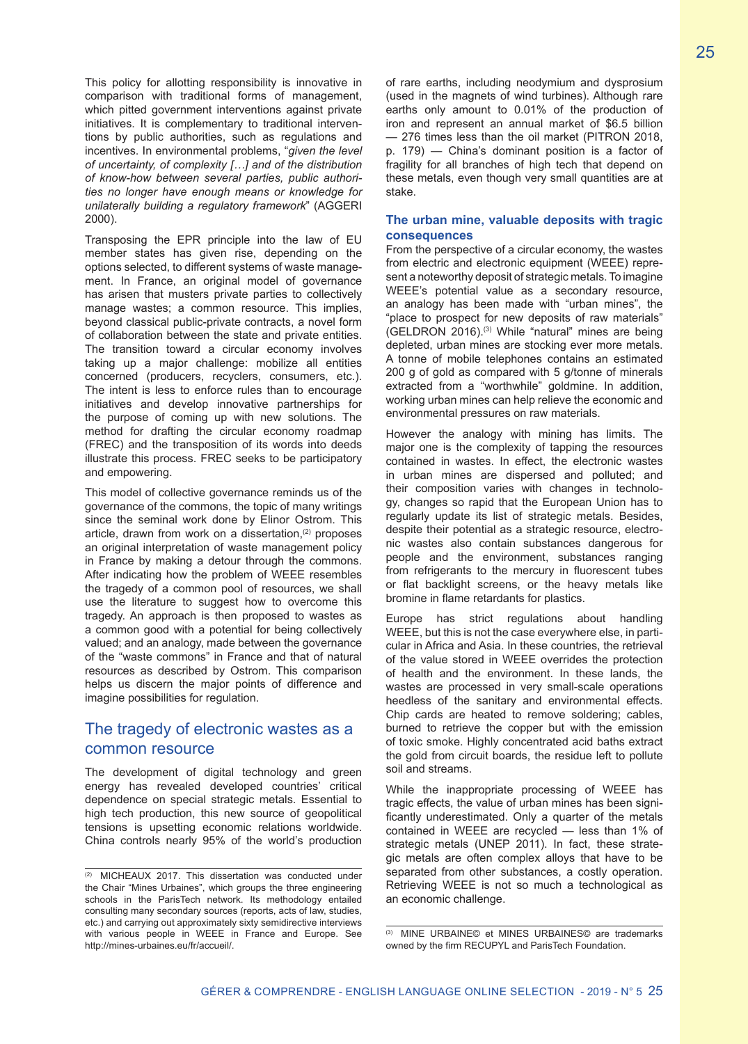This policy for allotting responsibility is innovative in comparison with traditional forms of management, which pitted government interventions against private initiatives. It is complementary to traditional interventions by public authorities, such as regulations and incentives. In environmental problems, "*given the level of uncertainty, of complexity […] and of the distribution of know-how between several parties, public authorities no longer have enough means or knowledge for unilaterally building a regulatory framework*" (AGGERI 2000).

Transposing the EPR principle into the law of EU member states has given rise, depending on the options selected, to different systems of waste management. In France, an original model of governance has arisen that musters private parties to collectively manage wastes; a common resource. This implies, beyond classical public-private contracts, a novel form of collaboration between the state and private entities. The transition toward a circular economy involves taking up a major challenge: mobilize all entities concerned (producers, recyclers, consumers, etc.). The intent is less to enforce rules than to encourage initiatives and develop innovative partnerships for the purpose of coming up with new solutions. The method for drafting the circular economy roadmap (FREC) and the transposition of its words into deeds illustrate this process. FREC seeks to be participatory and empowering.

This model of collective governance reminds us of the governance of the commons, the topic of many writings since the seminal work done by Elinor Ostrom. This article, drawn from work on a dissertation,[2] proposes an original interpretation of waste management policy in France by making a detour through the commons. After indicating how the problem of WEEE resembles the tragedy of a common pool of resources, we shall use the literature to suggest how to overcome this tragedy. An approach is then proposed to wastes as a common good with a potential for being collectively valued; and an analogy, made between the governance of the "waste commons" in France and that of natural resources as described by Ostrom. This comparison helps us discern the major points of difference and imagine possibilities for regulation.

## The tragedy of electronic wastes as a common resource

The development of digital technology and green energy has revealed developed countries' critical dependence on special strategic metals. Essential to high tech production, this new source of geopolitical tensions is upsetting economic relations worldwide. China controls nearly 95% of the world's production of rare earths, including neodymium and dysprosium (used in the magnets of wind turbines). Although rare earths only amount to 0.01% of the production of iron and represent an annual market of $6.5 billion — 276 times less than the oil market (PITRON 2018, p. 179) — China's dominant position is a factor of fragility for all branches of high tech that depend on these metals, even though very small quantities are at stake.

### The urban mine, valuable deposits with tragic consequences

From the perspective of a circular economy, the wastes from electric and electronic equipment (WEEE) represent a noteworthy deposit of strategic metals. To imagine WEEE's potential value as a secondary resource, an analogy has been made with "urban mines", the "place to prospect for new deposits of raw materials" (GELDRON 2016).[3] While "natural" mines are being depleted, urban mines are stocking ever more metals. A tonne of mobile telephones contains an estimated 200 g of gold as compared with 5 g/tonne of minerals extracted from a "worthwhile" goldmine. In addition, working urban mines can help relieve the economic and environmental pressures on raw materials.

However the analogy with mining has limits. The major one is the complexity of tapping the resources contained in wastes. In effect, the electronic wastes in urban mines are dispersed and polluted; and their composition varies with changes in technology, changes so rapid that the European Union has to regularly update its list of strategic metals. Besides, despite their potential as a strategic resource, electronic wastes also contain substances dangerous for people and the environment, substances ranging from refrigerants to the mercury in fluorescent tubes or flat backlight screens, or the heavy metals like bromine in flame retardants for plastics.

Europe has strict regulations about handling WEEE, but this is not the case everywhere else, in particular in Africa and Asia. In these countries, the retrieval of the value stored in WEEE overrides the protection of health and the environment. In these lands, the wastes are processed in very small-scale operations heedless of the sanitary and environmental effects. Chip cards are heated to remove soldering; cables, burned to retrieve the copper but with the emission of toxic smoke. Highly concentrated acid baths extract the gold from circuit boards, the residue left to pollute soil and streams.

While the inappropriate processing of WEEE has tragic effects, the value of urban mines has been significantly underestimated. Only a quarter of the metals contained in WEEE are recycled — less than 1% of strategic metals (UNEP 2011). In fact, these strategic metals are often complex alloys that have to be separated from other substances, a costly operation. Retrieving WEEE is not so much a technological as an economic challenge.

---

[2] MICHEAUX 2017. This dissertation was conducted under the Chair "Mines Urbaines", which groups the three engineering schools in the ParisTech network. Its methodology entailed consulting many secondary sources (reports, acts of law, studies, etc.) and carrying out approximately sixty semidirective interviews with various people in WEEE in France and Europe. See http://mines-urbaines.eu/fr/accueil/.

[3] MINE URBAINE© et MINES URBAINES© are trademarks owned by the firm RECUPYL and ParisTech Foundation.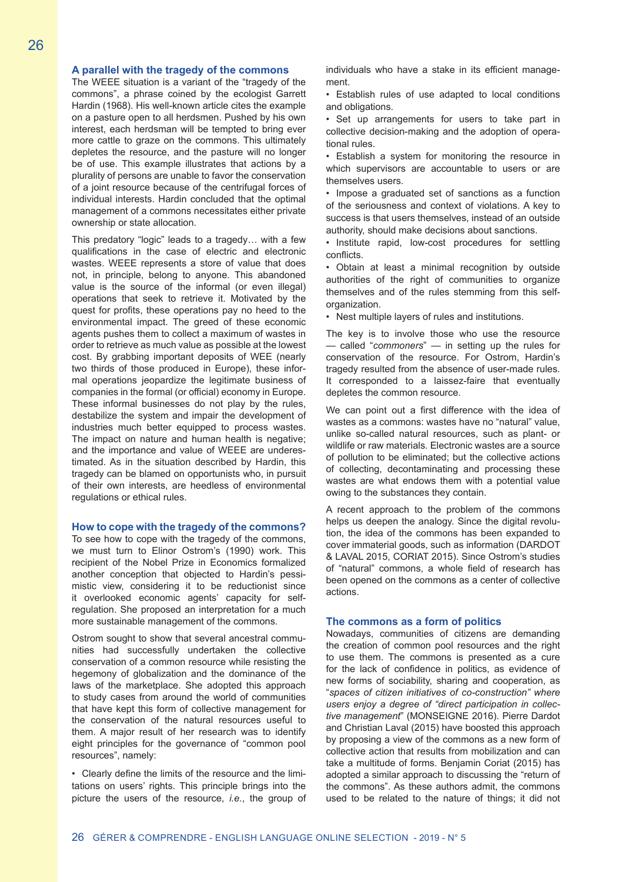### A parallel with the tragedy of the commons

The WEEE situation is a variant of the "tragedy of the commons", a phrase coined by the ecologist Garrett Hardin (1968). His well-known article cites the example on a pasture open to all herdsmen. Pushed by his own interest, each herdsman will be tempted to bring ever more cattle to graze on the commons. This ultimately depletes the resource, and the pasture will no longer be of use. This example illustrates that actions by a plurality of persons are unable to favor the conservation of a joint resource because of the centrifugal forces of individual interests. Hardin concluded that the optimal management of a commons necessitates either private ownership or state allocation.

This predatory "logic" leads to a tragedy… with a few qualifications in the case of electric and electronic wastes. WEEE represents a store of value that does not, in principle, belong to anyone. This abandoned value is the source of the informal (or even illegal) operations that seek to retrieve it. Motivated by the quest for profits, these operations pay no heed to the environmental impact. The greed of these economic agents pushes them to collect a maximum of wastes in order to retrieve as much value as possible at the lowest cost. By grabbing important deposits of WEE (nearly two thirds of those produced in Europe), these informal operations jeopardize the legitimate business of companies in the formal (or official) economy in Europe. These informal businesses do not play by the rules, destabilize the system and impair the development of industries much better equipped to process wastes. The impact on nature and human health is negative; and the importance and value of WEEE are underestimated. As in the situation described by Hardin, this tragedy can be blamed on opportunists who, in pursuit of their own interests, are heedless of environmental regulations or ethical rules.

### How to cope with the tragedy of the commons?

To see how to cope with the tragedy of the commons, we must turn to Elinor Ostrom's (1990) work. This recipient of the Nobel Prize in Economics formalized another conception that objected to Hardin's pessimistic view, considering it to be reductionist since it overlooked economic agents' capacity for self-regulation. She proposed an interpretation for a much more sustainable management of the commons.

Ostrom sought to show that several ancestral communities had successfully undertaken the collective conservation of a common resource while resisting the hegemony of globalization and the dominance of the laws of the marketplace. She adopted this approach to study cases from around the world of communities that have kept this form of collective management for the conservation of the natural resources useful to them. A major result of her research was to identify eight principles for the governance of "common pool resources", namely:

- Clearly define the limits of the resource and the limitations on users' rights. This principle brings into the picture the users of the resource, *i.e.*, the group of individuals who have a stake in its efficient management.
- Establish rules of use adapted to local conditions and obligations.
- Set up arrangements for users to take part in collective decision-making and the adoption of operational rules.
- Establish a system for monitoring the resource in which supervisors are accountable to users or are themselves users.
- Impose a graduated set of sanctions as a function of the seriousness and context of violations. A key to success is that users themselves, instead of an outside authority, should make decisions about sanctions.
- Institute rapid, low-cost procedures for settling conflicts.
- Obtain at least a minimal recognition by outside authorities of the right of communities to organize themselves and of the rules stemming from this self-organization.
- Nest multiple layers of rules and institutions.

The key is to involve those who use the resource — called "*commoners*" — in setting up the rules for conservation of the resource. For Ostrom, Hardin's tragedy resulted from the absence of user-made rules. It corresponded to a laissez-faire that eventually depletes the common resource.

We can point out a first difference with the idea of wastes as a commons: wastes have no "natural" value, unlike so-called natural resources, such as plant- or wildlife or raw materials. Electronic wastes are a source of pollution to be eliminated; but the collective actions of collecting, decontaminating and processing these wastes are what endows them with a potential value owing to the substances they contain.

A recent approach to the problem of the commons helps us deepen the analogy. Since the digital revolution, the idea of the commons has been expanded to cover immaterial goods, such as information (DARDOT & LAVAL 2015, CORIAT 2015). Since Ostrom's studies of "natural" commons, a whole field of research has been opened on the commons as a center of collective actions.

### The commons as a form of politics

Nowadays, communities of citizens are demanding the creation of common pool resources and the right to use them. The commons is presented as a cure for the lack of confidence in politics, as evidence of new forms of sociability, sharing and cooperation, as "*spaces of citizen initiatives of co-construction" where users enjoy a degree of "direct participation in collective management*" (MONSEIGNE 2016). Pierre Dardot and Christian Laval (2015) have boosted this approach by proposing a view of the commons as a new form of collective action that results from mobilization and can take a multitude of forms. Benjamin Coriat (2015) has adopted a similar approach to discussing the "return of the commons". As these authors admit, the commons used to be related to the nature of things; it did not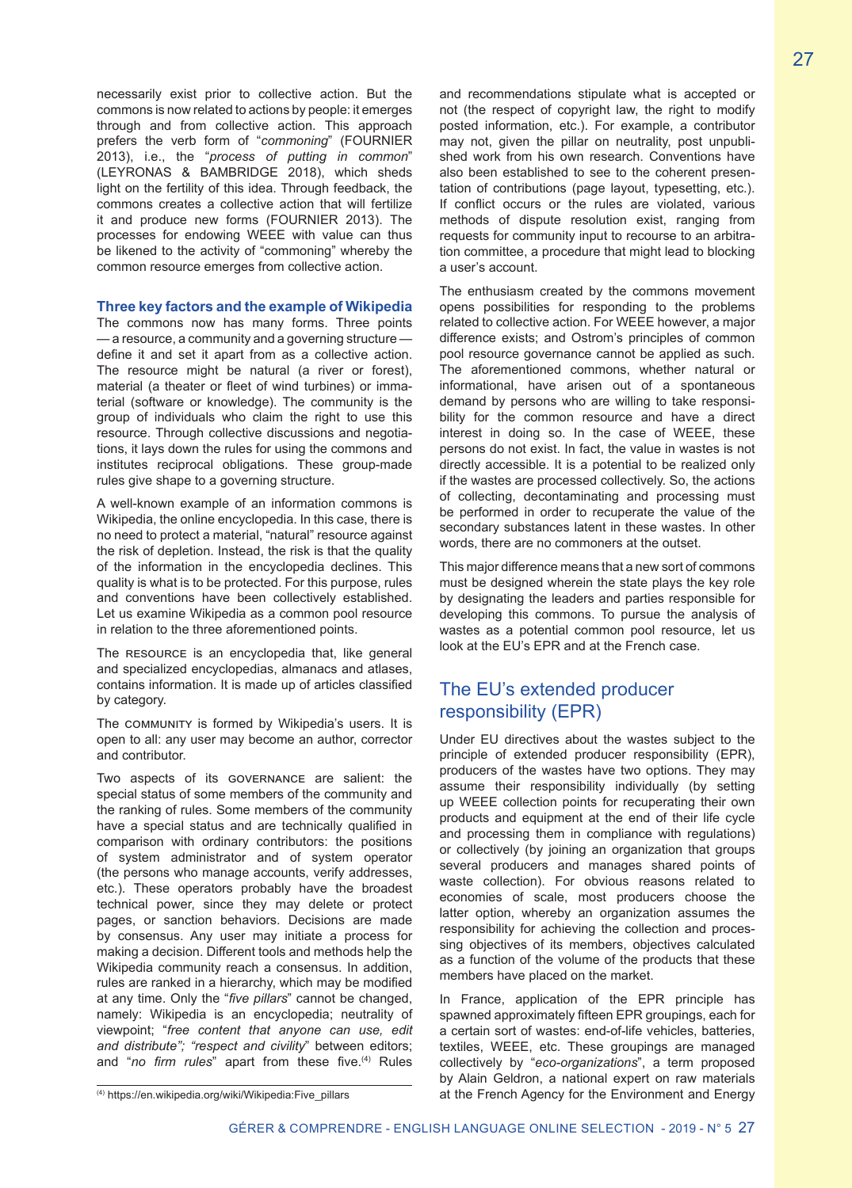necessarily exist prior to collective action. But the commons is now related to actions by people: it emerges through and from collective action. This approach prefers the verb form of "*commoning*" (FOURNIER 2013), i.e., the "*process of putting in common*" (LEYRONAS & BAMBRIDGE 2018), which sheds light on the fertility of this idea. Through feedback, the commons creates a collective action that will fertilize it and produce new forms (FOURNIER 2013). The processes for endowing WEEE with value can thus be likened to the activity of "commoning" whereby the common resource emerges from collective action.

### Three key factors and the example of Wikipedia

The commons now has many forms. Three points — a resource, a community and a governing structure — define it and set it apart from as a collective action. The resource might be natural (a river or forest), material (a theater or fleet of wind turbines) or immaterial (software or knowledge). The community is the group of individuals who claim the right to use this resource. Through collective discussions and negotiations, it lays down the rules for using the commons and institutes reciprocal obligations. These group-made rules give shape to a governing structure.

A well-known example of an information commons is Wikipedia, the online encyclopedia. In this case, there is no need to protect a material, "natural" resource against the risk of depletion. Instead, the risk is that the quality of the information in the encyclopedia declines. This quality is what is to be protected. For this purpose, rules and conventions have been collectively established. Let us examine Wikipedia as a common pool resource in relation to the three aforementioned points.

The RESOURCE is an encyclopedia that, like general and specialized encyclopedias, almanacs and atlases, contains information. It is made up of articles classified by category.

The COMMUNITY is formed by Wikipedia's users. It is open to all: any user may become an author, corrector and contributor.

Two aspects of its GOVERNANCE are salient: the special status of some members of the community and the ranking of rules. Some members of the community have a special status and are technically qualified in comparison with ordinary contributors: the positions of system administrator and of system operator (the persons who manage accounts, verify addresses, etc.). These operators probably have the broadest technical power, since they may delete or protect pages, or sanction behaviors. Decisions are made by consensus. Any user may initiate a process for making a decision. Different tools and methods help the Wikipedia community reach a consensus. In addition, rules are ranked in a hierarchy, which may be modified at any time. Only the "*five pillars*" cannot be changed, namely: Wikipedia is an encyclopedia; neutrality of viewpoint; "*free content that anyone can use, edit and distribute"; "respect and civility*" between editors; and "*no firm rules*" apart from these five.(4) Rules and recommendations stipulate what is accepted or not (the respect of copyright law, the right to modify posted information, etc.). For example, a contributor may not, given the pillar on neutrality, post unpublished work from his own research. Conventions have also been established to see to the coherent presentation of contributions (page layout, typesetting, etc.). If conflict occurs or the rules are violated, various methods of dispute resolution exist, ranging from requests for community input to recourse to an arbitration committee, a procedure that might lead to blocking a user's account.

The enthusiasm created by the commons movement opens possibilities for responding to the problems related to collective action. For WEEE however, a major difference exists; and Ostrom's principles of common pool resource governance cannot be applied as such. The aforementioned commons, whether natural or informational, have arisen out of a spontaneous demand by persons who are willing to take responsibility for the common resource and have a direct interest in doing so. In the case of WEEE, these persons do not exist. In fact, the value in wastes is not directly accessible. It is a potential to be realized only if the wastes are processed collectively. So, the actions of collecting, decontaminating and processing must be performed in order to recuperate the value of the secondary substances latent in these wastes. In other words, there are no commoners at the outset.

This major difference means that a new sort of commons must be designed wherein the state plays the key role by designating the leaders and parties responsible for developing this commons. To pursue the analysis of wastes as a potential common pool resource, let us look at the EU's EPR and at the French case.

## The EU's extended producer responsibility (EPR)

Under EU directives about the wastes subject to the principle of extended producer responsibility (EPR), producers of the wastes have two options. They may assume their responsibility individually (by setting up WEEE collection points for recuperating their own products and equipment at the end of their life cycle and processing them in compliance with regulations) or collectively (by joining an organization that groups several producers and manages shared points of waste collection). For obvious reasons related to economies of scale, most producers choose the latter option, whereby an organization assumes the responsibility for achieving the collection and processing objectives of its members, objectives calculated as a function of the volume of the products that these members have placed on the market.

In France, application of the EPR principle has spawned approximately fifteen EPR groupings, each for a certain sort of wastes: end-of-life vehicles, batteries, textiles, WEEE, etc. These groupings are managed collectively by "*eco-organizations*", a term proposed by Alain Geldron, a national expert on raw materials at the French Agency for the Environment and Energy

(4) https://en.wikipedia.org/wiki/Wikipedia:Five_pillars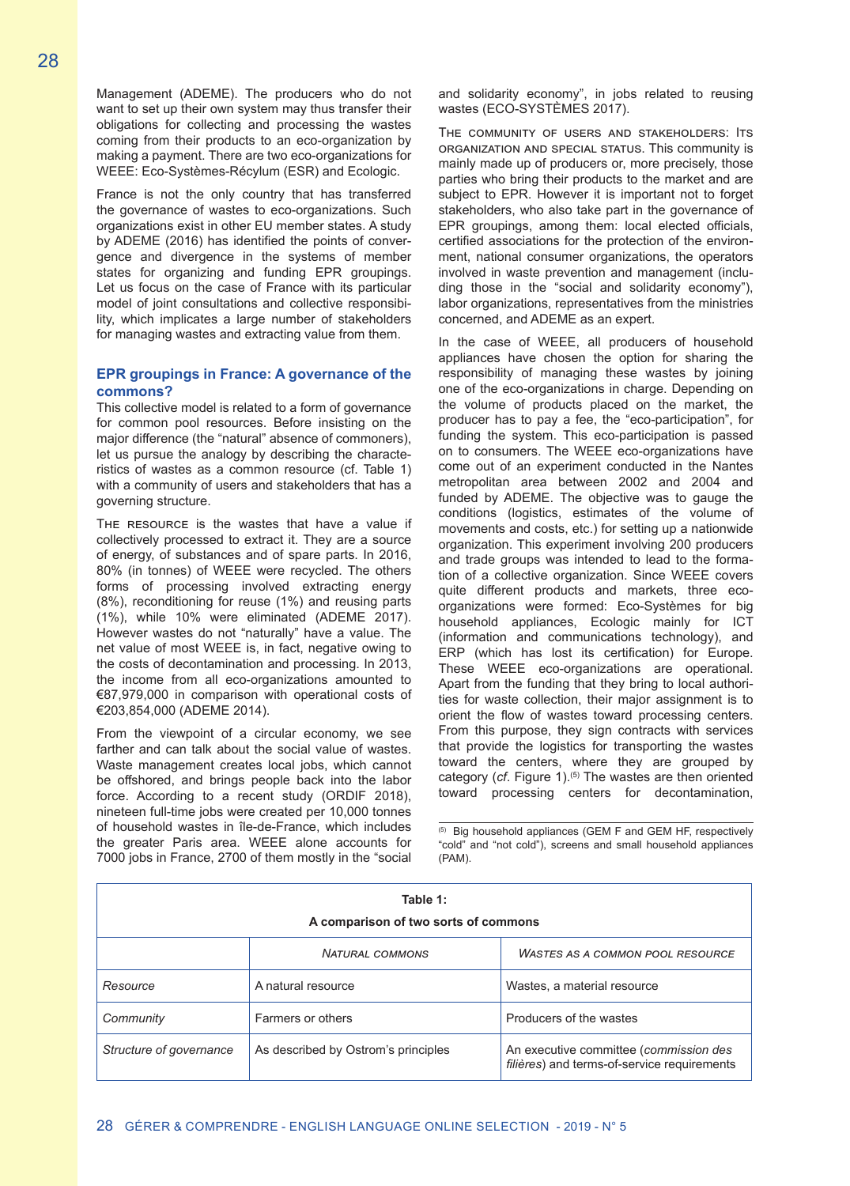Management (ADEME). The producers who do not want to set up their own system may thus transfer their obligations for collecting and processing the wastes coming from their products to an eco-organization by making a payment. There are two eco-organizations for WEEE: Eco-Systèmes-Récylum (ESR) and Ecologic.

France is not the only country that has transferred the governance of wastes to eco-organizations. Such organizations exist in other EU member states. A study by ADEME (2016) has identified the points of convergence and divergence in the systems of member states for organizing and funding EPR groupings. Let us focus on the case of France with its particular model of joint consultations and collective responsibility, which implicates a large number of stakeholders for managing wastes and extracting value from them.

## EPR groupings in France: A governance of the commons?

This collective model is related to a form of governance for common pool resources. Before insisting on the major difference (the "natural" absence of commoners), let us pursue the analogy by describing the characteristics of wastes as a common resource (cf. Table 1) with a community of users and stakeholders that has a governing structure.

THE RESOURCE is the wastes that have a value if collectively processed to extract it. They are a source of energy, of substances and of spare parts. In 2016, 80% (in tonnes) of WEEE were recycled. The others forms of processing involved extracting energy (8%), reconditioning for reuse (1%) and reusing parts (1%), while 10% were eliminated (ADEME 2017). However wastes do not "naturally" have a value. The net value of most WEEE is, in fact, negative owing to the costs of decontamination and processing. In 2013, the income from all eco-organizations amounted to €87,979,000 in comparison with operational costs of €203,854,000 (ADEME 2014).

From the viewpoint of a circular economy, we see farther and can talk about the social value of wastes. Waste management creates local jobs, which cannot be offshored, and brings people back into the labor force. According to a recent study (ORDIF 2018), nineteen full-time jobs were created per 10,000 tonnes of household wastes in île-de-France, which includes the greater Paris area. WEEE alone accounts for 7000 jobs in France, 2700 of them mostly in the "social and solidarity economy", in jobs related to reusing wastes (ECO-SYSTÈMES 2017).

THE COMMUNITY OF USERS AND STAKEHOLDERS: ITS ORGANIZATION AND SPECIAL STATUS. This community is mainly made up of producers or, more precisely, those parties who bring their products to the market and are subject to EPR. However it is important not to forget stakeholders, who also take part in the governance of EPR groupings, among them: local elected officials, certified associations for the protection of the environment, national consumer organizations, the operators involved in waste prevention and management (including those in the "social and solidarity economy"), labor organizations, representatives from the ministries concerned, and ADEME as an expert.

In the case of WEEE, all producers of household appliances have chosen the option for sharing the responsibility of managing these wastes by joining one of the eco-organizations in charge. Depending on the volume of products placed on the market, the producer has to pay a fee, the "eco-participation", for funding the system. This eco-participation is passed on to consumers. The WEEE eco-organizations have come out of an experiment conducted in the Nantes metropolitan area between 2002 and 2004 and funded by ADEME. The objective was to gauge the conditions (logistics, estimates of the volume of movements and costs, etc.) for setting up a nationwide organization. This experiment involving 200 producers and trade groups was intended to lead to the formation of a collective organization. Since WEEE covers quite different products and markets, three eco-organizations were formed: Eco-Systèmes for big household appliances, Ecologic mainly for ICT (information and communications technology), and ERP (which has lost its certification) for Europe. These WEEE eco-organizations are operational. Apart from the funding that they bring to local authorities for waste collection, their major assignment is to orient the flow of wastes toward processing centers. From this purpose, they sign contracts with services that provide the logistics for transporting the wastes toward the centers, where they are grouped by category (*cf.* Figure 1).[5] The wastes are then oriented toward processing centers for decontamination,

[5] Big household appliances (GEM F and GEM HF, respectively "cold" and "not cold"), screens and small household appliances (PAM).

**Table 1: A comparison of two sorts of commons**

| | NATURAL COMMONS | WASTES AS A COMMON POOL RESOURCE |
|---|---|---|
| *Resource* | A natural resource | Wastes, a material resource |
| *Community* | Farmers or others | Producers of the wastes |
| *Structure of governance* | As described by Ostrom's principles | An executive committee (*commission des filières*) and terms-of-service requirements |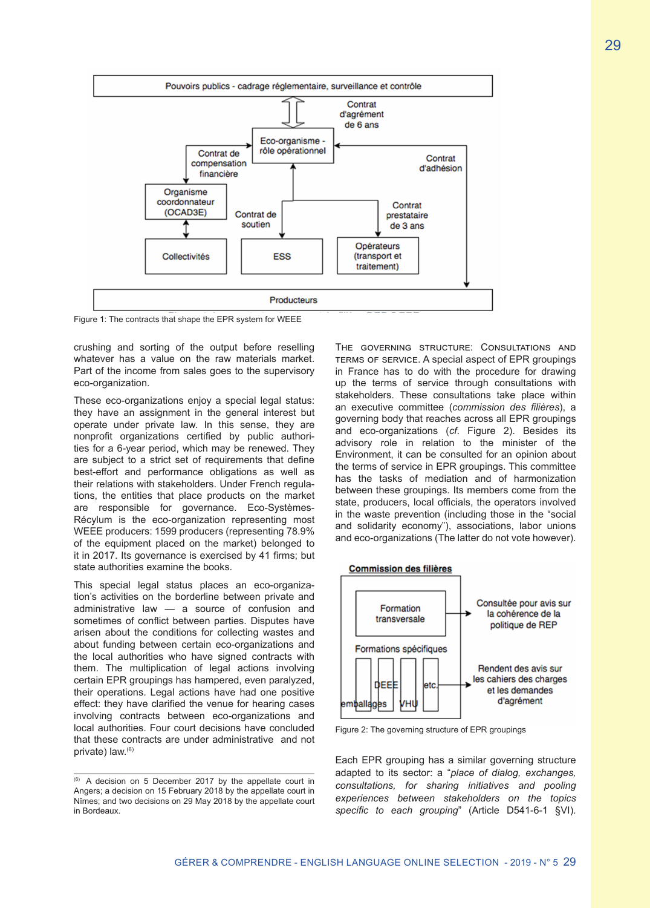Figure 1: The contracts that shape the EPR system for WEEE

crushing and sorting of the output before reselling whatever has a value on the raw materials market. Part of the income from sales goes to the supervisory eco-organization.

These eco-organizations enjoy a special legal status: they have an assignment in the general interest but operate under private law. In this sense, they are nonprofit organizations certified by public authorities for a 6-year period, which may be renewed. They are subject to a strict set of requirements that define best-effort and performance obligations as well as their relations with stakeholders. Under French regulations, the entities that place products on the market are responsible for governance. Eco-Systèmes-Récylum is the eco-organization representing most WEEE producers: 1599 producers (representing 78.9% of the equipment placed on the market) belonged to it in 2017. Its governance is exercised by 41 firms; but state authorities examine the books.

This special legal status places an eco-organization's activities on the borderline between private and administrative law — a source of confusion and sometimes of conflict between parties. Disputes have arisen about the conditions for collecting wastes and about funding between certain eco-organizations and the local authorities who have signed contracts with them. The multiplication of legal actions involving certain EPR groupings has hampered, even paralyzed, their operations. Legal actions have had one positive effect: they have clarified the venue for hearing cases involving contracts between eco-organizations and local authorities. Four court decisions have concluded that these contracts are under administrative and not private) law.[6]

[6] A decision on 5 December 2017 by the appellate court in Angers; a decision on 15 February 2018 by the appellate court in Nîmes; and two decisions on 29 May 2018 by the appellate court in Bordeaux.

THE GOVERNING STRUCTURE: CONSULTATIONS AND TERMS OF SERVICE. A special aspect of EPR groupings in France has to do with the procedure for drawing up the terms of service through consultations with stakeholders. These consultations take place within an executive committee (*commission des filières*), a governing body that reaches across all EPR groupings and eco-organizations (*cf.* Figure 2). Besides its advisory role in relation to the minister of the Environment, it can be consulted for an opinion about the terms of service in EPR groupings. This committee has the tasks of mediation and of harmonization between these groupings. Its members come from the state, producers, local officials, the operators involved in the waste prevention (including those in the "social and solidarity economy"), associations, labor unions and eco-organizations (The latter do not vote however).

Figure 2: The governing structure of EPR groupings

Each EPR grouping has a similar governing structure adapted to its sector: a "*place of dialog, exchanges, consultations, for sharing initiatives and pooling experiences between stakeholders on the topics specific to each grouping*" (Article D541-6-1 §VI).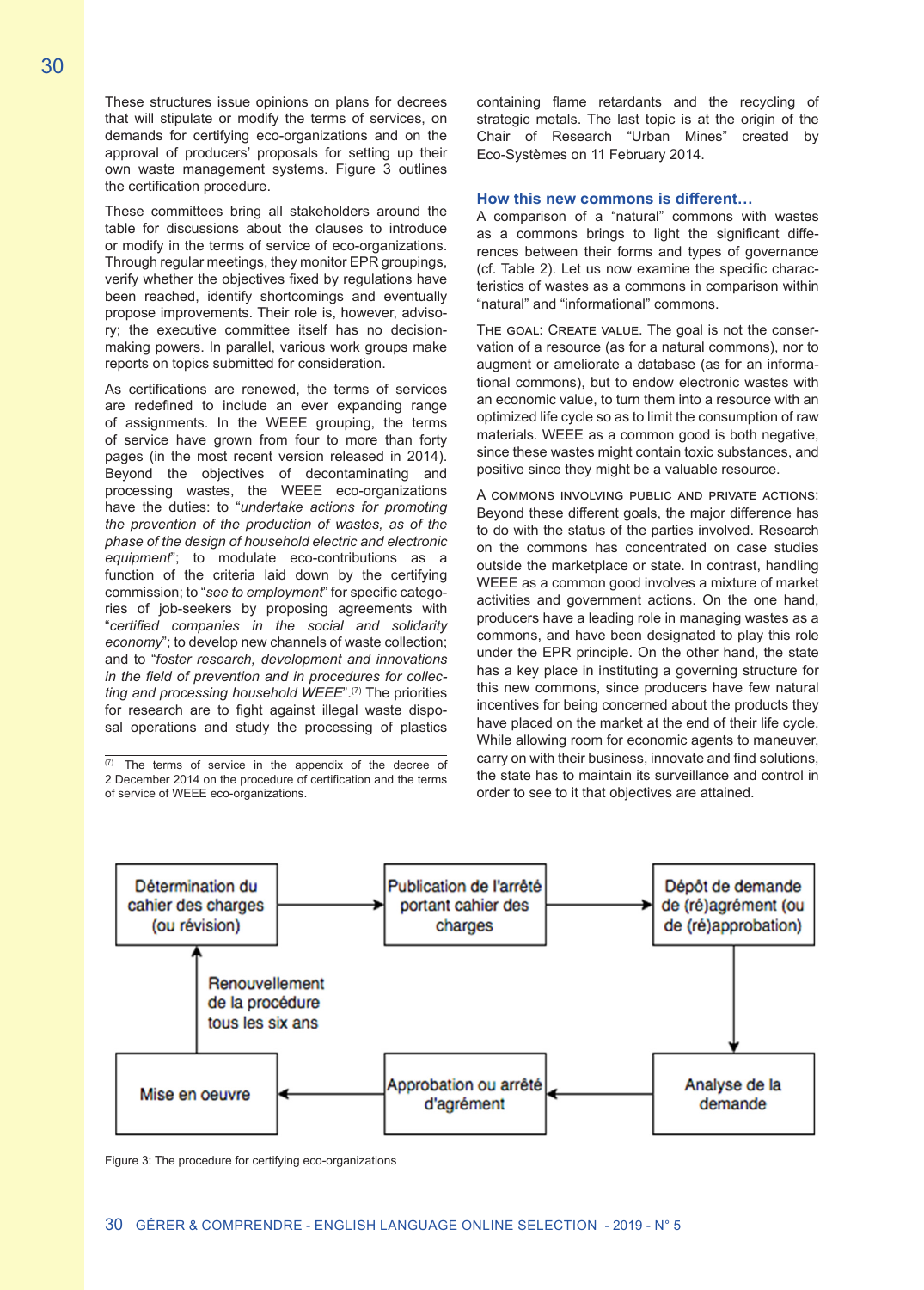These structures issue opinions on plans for decrees that will stipulate or modify the terms of services, on demands for certifying eco-organizations and on the approval of producers' proposals for setting up their own waste management systems. Figure 3 outlines the certification procedure.

These committees bring all stakeholders around the table for discussions about the clauses to introduce or modify in the terms of service of eco-organizations. Through regular meetings, they monitor EPR groupings, verify whether the objectives fixed by regulations have been reached, identify shortcomings and eventually propose improvements. Their role is, however, advisory; the executive committee itself has no decision-making powers. In parallel, various work groups make reports on topics submitted for consideration.

As certifications are renewed, the terms of services are redefined to include an ever expanding range of assignments. In the WEEE grouping, the terms of service have grown from four to more than forty pages (in the most recent version released in 2014). Beyond the objectives of decontaminating and processing wastes, the WEEE eco-organizations have the duties: to "*undertake actions for promoting the prevention of the production of wastes, as of the phase of the design of household electric and electronic equipment*"; to modulate eco-contributions as a function of the criteria laid down by the certifying commission; to "*see to employment*" for specific categories of job-seekers by proposing agreements with "*certified companies in the social and solidarity economy*"; to develop new channels of waste collection; and to "*foster research, development and innovations in the field of prevention and in procedures for collecting and processing household WEEE*".[7] The priorities for research are to fight against illegal waste disposal operations and study the processing of plastics containing flame retardants and the recycling of strategic metals. The last topic is at the origin of the Chair of Research "Urban Mines" created by Eco-Systèmes on 11 February 2014.

[7] The terms of service in the appendix of the decree of 2 December 2014 on the procedure of certification and the terms of service of WEEE eco-organizations.

## How this new commons is different…

A comparison of a "natural" commons with wastes as a commons brings to light the significant differences between their forms and types of governance (cf. Table 2). Let us now examine the specific characteristics of wastes as a commons in comparison within "natural" and "informational" commons.

THE GOAL: CREATE VALUE. The goal is not the conservation of a resource (as for a natural commons), nor to augment or ameliorate a database (as for an informational commons), but to endow electronic wastes with an economic value, to turn them into a resource with an optimized life cycle so as to limit the consumption of raw materials. WEEE as a common good is both negative, since these wastes might contain toxic substances, and positive since they might be a valuable resource.

A COMMONS INVOLVING PUBLIC AND PRIVATE ACTIONS: Beyond these different goals, the major difference has to do with the status of the parties involved. Research on the commons has concentrated on case studies outside the marketplace or state. In contrast, handling WEEE as a common good involves a mixture of market activities and government actions. On the one hand, producers have a leading role in managing wastes as a commons, and have been designated to play this role under the EPR principle. On the other hand, the state has a key place in instituting a governing structure for this new commons, since producers have few natural incentives for being concerned about the products they have placed on the market at the end of their life cycle. While allowing room for economic agents to maneuver, carry on with their business, innovate and find solutions, the state has to maintain its surveillance and control in order to see to it that objectives are attained.

Détermination du cahier des charges (ou révision) → Publication de l'arrêté portant cahier des charges → Dépôt de demande de (ré)agrément (ou de (ré)approbation) → Analyse de la demande → Approbation ou arrêté d'agrément → Mise en oeuvre → (Renouvellement de la procédure tous les six ans) → Détermination du cahier des charges (ou révision)

Figure 3: The procedure for certifying eco-organizations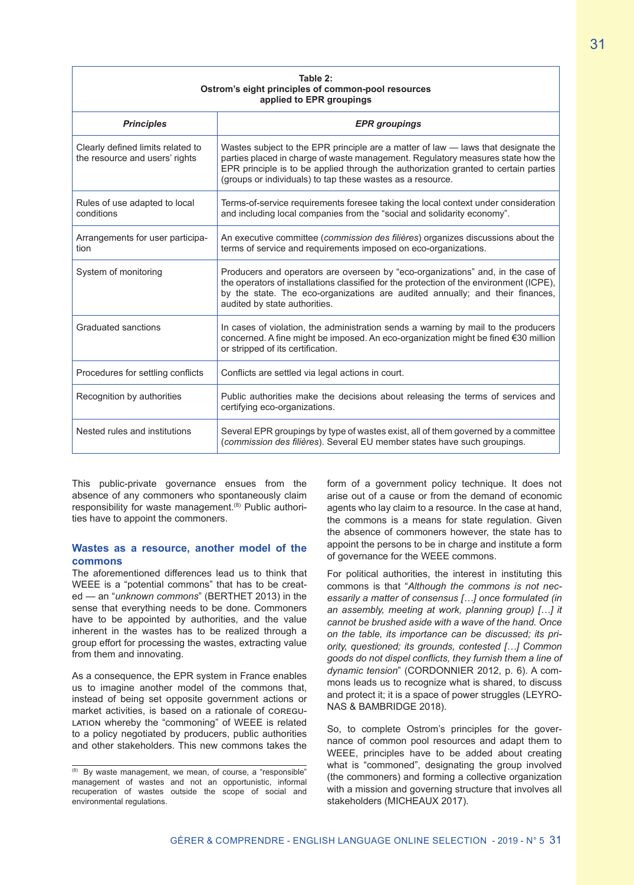**Table 2:**
**Ostrom's eight principles of common-pool resources applied to EPR groupings**

| *Principles* | *EPR groupings* |
|---|---|
| Clearly defined limits related to the resource and users' rights | Wastes subject to the EPR principle are a matter of law — laws that designate the parties placed in charge of waste management. Regulatory measures state how the EPR principle is to be applied through the authorization granted to certain parties (groups or individuals) to tap these wastes as a resource. |
| Rules of use adapted to local conditions | Terms-of-service requirements foresee taking the local context under consideration and including local companies from the "social and solidarity economy". |
| Arrangements for user participation | An executive committee (*commission des filières*) organizes discussions about the terms of service and requirements imposed on eco-organizations. |
| System of monitoring | Producers and operators are overseen by "eco-organizations" and, in the case of the operators of installations classified for the protection of the environment (ICPE), by the state. The eco-organizations are audited annually; and their finances, audited by state authorities. |
| Graduated sanctions | In cases of violation, the administration sends a warning by mail to the producers concerned. A fine might be imposed. An eco-organization might be fined €30 million or stripped of its certification. |
| Procedures for settling conflicts | Conflicts are settled via legal actions in court. |
| Recognition by authorities | Public authorities make the decisions about releasing the terms of services and certifying eco-organizations. |
| Nested rules and institutions | Several EPR groupings by type of wastes exist, all of them governed by a committee (*commission des filières*). Several EU member states have such groupings. |

This public-private governance ensues from the absence of any commoners who spontaneously claim responsibility for waste management.[8] Public authorities have to appoint the commoners.

## Wastes as a resource, another model of the commons

The aforementioned differences lead us to think that WEEE is a "potential commons" that has to be created — an "*unknown commons*" (BERTHET 2013) in the sense that everything needs to be done. Commoners have to be appointed by authorities, and the value inherent in the wastes has to be realized through a group effort for processing the wastes, extracting value from them and innovating.

As a consequence, the EPR system in France enables us to imagine another model of the commons that, instead of being set opposite government actions or market activities, is based on a rationale of COREGULATION whereby the "commoning" of WEEE is related to a policy negotiated by producers, public authorities and other stakeholders. This new commons takes the form of a government policy technique. It does not arise out of a cause or from the demand of economic agents who lay claim to a resource. In the case at hand, the commons is a means for state regulation. Given the absence of commoners however, the state has to appoint the persons to be in charge and institute a form of governance for the WEEE commons.

For political authorities, the interest in instituting this commons is that "*Although the commons is not necessarily a matter of consensus […] once formulated (in an assembly, meeting at work, planning group) […] it cannot be brushed aside with a wave of the hand. Once on the table, its importance can be discussed; its priority, questioned; its grounds, contested […] Common goods do not dispel conflicts, they furnish them a line of dynamic tension*" (CORDONNIER 2012, p. 6). A commons leads us to recognize what is shared, to discuss and protect it; it is a space of power struggles (LEYRONAS & BAMBRIDGE 2018).

So, to complete Ostrom's principles for the governance of common pool resources and adapt them to WEEE, principles have to be added about creating what is "commoned", designating the group involved (the commoners) and forming a collective organization with a mission and governing structure that involves all stakeholders (MICHEAUX 2017).

[8] By waste management, we mean, of course, a "responsible" management of wastes and not an opportunistic, informal recuperation of wastes outside the scope of social and environmental regulations.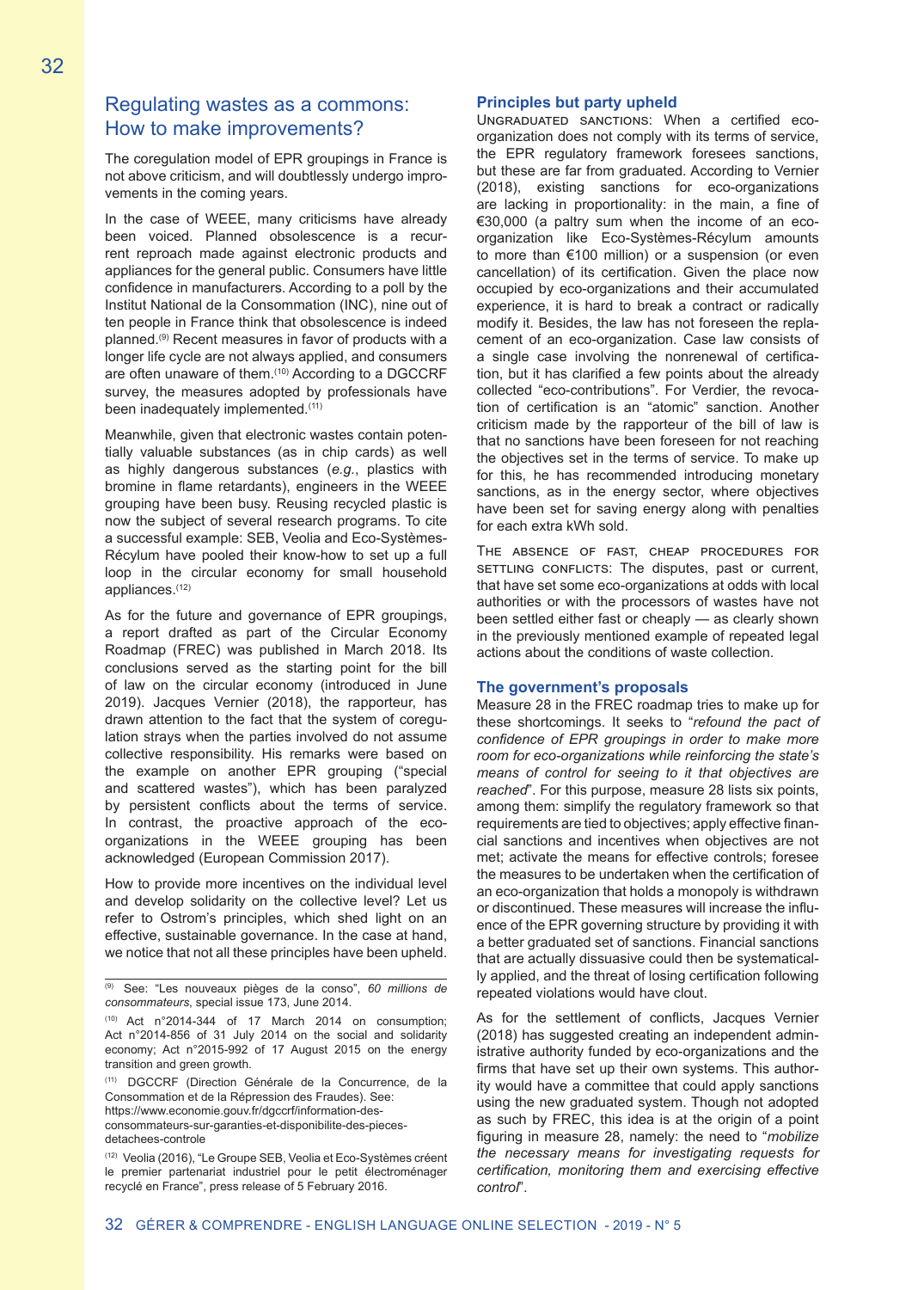## Regulating wastes as a commons: How to make improvements?

The coregulation model of EPR groupings in France is not above criticism, and will doubtlessly undergo improvements in the coming years.

In the case of WEEE, many criticisms have already been voiced. Planned obsolescence is a recurrent reproach made against electronic products and appliances for the general public. Consumers have little confidence in manufacturers. According to a poll by the Institut National de la Consommation (INC), nine out of ten people in France think that obsolescence is indeed planned.[9] Recent measures in favor of products with a longer life cycle are not always applied, and consumers are often unaware of them.[10] According to a DGCCRF survey, the measures adopted by professionals have been inadequately implemented.[11]

Meanwhile, given that electronic wastes contain potentially valuable substances (as in chip cards) as well as highly dangerous substances (*e.g.*, plastics with bromine in flame retardants), engineers in the WEEE grouping have been busy. Reusing recycled plastic is now the subject of several research programs. To cite a successful example: SEB, Veolia and Eco-Systèmes-Récylum have pooled their know-how to set up a full loop in the circular economy for small household appliances.[12]

As for the future and governance of EPR groupings, a report drafted as part of the Circular Economy Roadmap (FREC) was published in March 2018. Its conclusions served as the starting point for the bill of law on the circular economy (introduced in June 2019). Jacques Vernier (2018), the rapporteur, has drawn attention to the fact that the system of coregulation strays when the parties involved do not assume collective responsibility. His remarks were based on the example on another EPR grouping ("special and scattered wastes"), which has been paralyzed by persistent conflicts about the terms of service. In contrast, the proactive approach of the eco-organizations in the WEEE grouping has been acknowledged (European Commission 2017).

How to provide more incentives on the individual level and develop solidarity on the collective level? Let us refer to Ostrom's principles, which shed light on an effective, sustainable governance. In the case at hand, we notice that not all these principles have been upheld.

### Principles but party upheld

Ungraduated sanctions: When a certified eco-organization does not comply with its terms of service, the EPR regulatory framework foresees sanctions, but these are far from graduated. According to Vernier (2018), existing sanctions for eco-organizations are lacking in proportionality: in the main, a fine of €30,000 (a paltry sum when the income of an eco-organization like Eco-Systèmes-Récylum amounts to more than €100 million) or a suspension (or even cancellation) of its certification. Given the place now occupied by eco-organizations and their accumulated experience, it is hard to break a contract or radically modify it. Besides, the law has not foreseen the replacement of an eco-organization. Case law consists of a single case involving the nonrenewal of certification, but it has clarified a few points about the already collected "eco-contributions". For Verdier, the revocation of certification is an "atomic" sanction. Another criticism made by the rapporteur of the bill of law is that no sanctions have been foreseen for not reaching the objectives set in the terms of service. To make up for this, he has recommended introducing monetary sanctions, as in the energy sector, where objectives have been set for saving energy along with penalties for each extra kWh sold.

The absence of fast, cheap procedures for settling conflicts: The disputes, past or current, that have set some eco-organizations at odds with local authorities or with the processors of wastes have not been settled either fast or cheaply — as clearly shown in the previously mentioned example of repeated legal actions about the conditions of waste collection.

### The government's proposals

Measure 28 in the FREC roadmap tries to make up for these shortcomings. It seeks to "*refound the pact of confidence of EPR groupings in order to make more room for eco-organizations while reinforcing the state's means of control for seeing to it that objectives are reached*". For this purpose, measure 28 lists six points, among them: simplify the regulatory framework so that requirements are tied to objectives; apply effective financial sanctions and incentives when objectives are not met; activate the means for effective controls; foresee the measures to be undertaken when the certification of an eco-organization that holds a monopoly is withdrawn or discontinued. These measures will increase the influence of the EPR governing structure by providing it with a better graduated set of sanctions. Financial sanctions that are actually dissuasive could then be systematically applied, and the threat of losing certification following repeated violations would have clout.

As for the settlement of conflicts, Jacques Vernier (2018) has suggested creating an independent administrative authority funded by eco-organizations and the firms that have set up their own systems. This authority would have a committee that could apply sanctions using the new graduated system. Though not adopted as such by FREC, this idea is at the origin of a point figuring in measure 28, namely: the need to "*mobilize the necessary means for investigating requests for certification, monitoring them and exercising effective control*".

---

[9] See: "Les nouveaux pièges de la conso", *60 millions de consommateurs*, special issue 173, June 2014.

[10] Act n°2014-344 of 17 March 2014 on consumption; Act n°2014-856 of 31 July 2014 on the social and solidarity economy; Act n°2015-992 of 17 August 2015 on the energy transition and green growth.

[11] DGCCRF (Direction Générale de la Concurrence, de la Consommation et de la Répression des Fraudes). See: https://www.economie.gouv.fr/dgccrf/information-des-consommateurs-sur-garanties-et-disponibilite-des-pieces-detachees-controle

[12] Veolia (2016), "Le Groupe SEB, Veolia et Eco-Systèmes créent le premier partenariat industriel pour le petit électroménager recyclé en France", press release of 5 February 2016.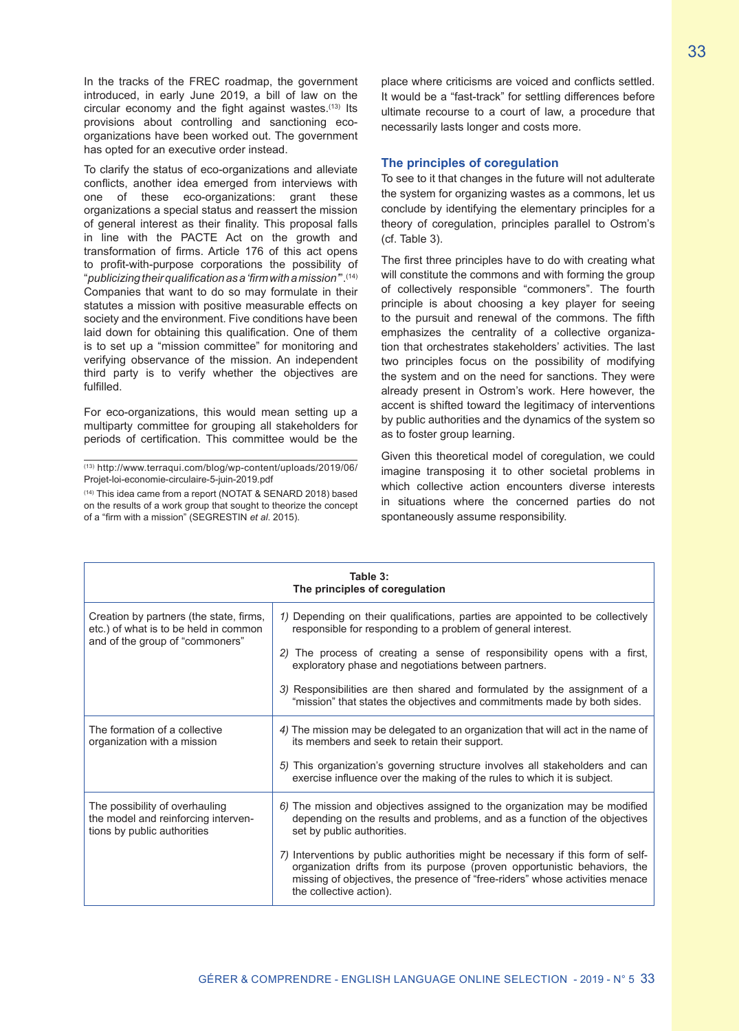In the tracks of the FREC roadmap, the government introduced, in early June 2019, a bill of law on the circular economy and the fight against wastes.[13] Its provisions about controlling and sanctioning eco-organizations have been worked out. The government has opted for an executive order instead.

To clarify the status of eco-organizations and alleviate conflicts, another idea emerged from interviews with one of these eco-organizations: grant these organizations a special status and reassert the mission of general interest as their finality. This proposal falls in line with the PACTE Act on the growth and transformation of firms. Article 176 of this act opens to profit-with-purpose corporations the possibility of "*publicizing their qualification as a 'firm with a mission'*".[14] Companies that want to do so may formulate in their statutes a mission with positive measurable effects on society and the environment. Five conditions have been laid down for obtaining this qualification. One of them is to set up a "mission committee" for monitoring and verifying observance of the mission. An independent third party is to verify whether the objectives are fulfilled.

For eco-organizations, this would mean setting up a multiparty committee for grouping all stakeholders for periods of certification. This committee would be the place where criticisms are voiced and conflicts settled. It would be a "fast-track" for settling differences before ultimate recourse to a court of law, a procedure that necessarily lasts longer and costs more.

## The principles of coregulation

To see to it that changes in the future will not adulterate the system for organizing wastes as a commons, let us conclude by identifying the elementary principles for a theory of coregulation, principles parallel to Ostrom's (cf. Table 3).

The first three principles have to do with creating what will constitute the commons and with forming the group of collectively responsible "commoners". The fourth principle is about choosing a key player for seeing to the pursuit and renewal of the commons. The fifth emphasizes the centrality of a collective organization that orchestrates stakeholders' activities. The last two principles focus on the possibility of modifying the system and on the need for sanctions. They were already present in Ostrom's work. Here however, the accent is shifted toward the legitimacy of interventions by public authorities and the dynamics of the system so as to foster group learning.

Given this theoretical model of coregulation, we could imagine transposing it to other societal problems in which collective action encounters diverse interests in situations where the concerned parties do not spontaneously assume responsibility.

**Table 3: The principles of coregulation**

| | |
|---|---|
| Creation by partners (the state, firms, etc.) of what is to be held in common and of the group of "commoners" | *1)* Depending on their qualifications, parties are appointed to be collectively responsible for responding to a problem of general interest. |
| | *2)* The process of creating a sense of responsibility opens with a first, exploratory phase and negotiations between partners. |
| | *3)* Responsibilities are then shared and formulated by the assignment of a "mission" that states the objectives and commitments made by both sides. |
| The formation of a collective organization with a mission | *4)* The mission may be delegated to an organization that will act in the name of its members and seek to retain their support. |
| | *5)* This organization's governing structure involves all stakeholders and can exercise influence over the making of the rules to which it is subject. |
| The possibility of overhauling the model and reinforcing interventions by public authorities | *6)* The mission and objectives assigned to the organization may be modified depending on the results and problems, and as a function of the objectives set by public authorities. |
| | *7)* Interventions by public authorities might be necessary if this form of self-organization drifts from its purpose (proven opportunistic behaviors, the missing of objectives, the presence of "free-riders" whose activities menace the collective action). |

[13] http://www.terraqui.com/blog/wp-content/uploads/2019/06/Projet-loi-economie-circulaire-5-juin-2019.pdf

[14] This idea came from a report (NOTAT & SENARD 2018) based on the results of a work group that sought to theorize the concept of a "firm with a mission" (SEGRESTIN *et al.* 2015).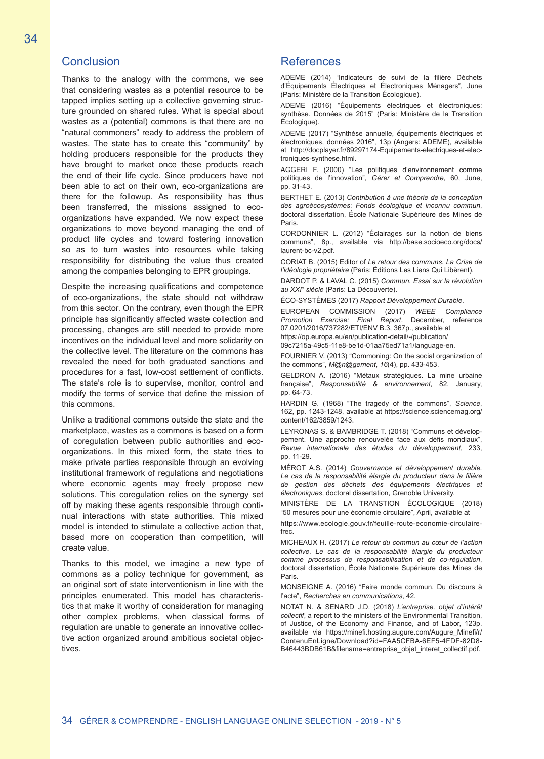## Conclusion

Thanks to the analogy with the commons, we see that considering wastes as a potential resource to be tapped implies setting up a collective governing structure grounded on shared rules. What is special about wastes as a (potential) commons is that there are no "natural commoners" ready to address the problem of wastes. The state has to create this "community" by holding producers responsible for the products they have brought to market once these products reach the end of their life cycle. Since producers have not been able to act on their own, eco-organizations are there for the followup. As responsibility has thus been transferred, the missions assigned to eco-organizations have expanded. We now expect these organizations to move beyond managing the end of product life cycles and toward fostering innovation so as to turn wastes into resources while taking responsibility for distributing the value thus created among the companies belonging to EPR groupings.

Despite the increasing qualifications and competence of eco-organizations, the state should not withdraw from this sector. On the contrary, even though the EPR principle has significantly affected waste collection and processing, changes are still needed to provide more incentives on the individual level and more solidarity on the collective level. The literature on the commons has revealed the need for both graduated sanctions and procedures for a fast, low-cost settlement of conflicts. The state's role is to supervise, monitor, control and modify the terms of service that define the mission of this commons.

Unlike a traditional commons outside the state and the marketplace, wastes as a commons is based on a form of coregulation between public authorities and eco-organizations. In this mixed form, the state tries to make private parties responsible through an evolving institutional framework of regulations and negotiations where economic agents may freely propose new solutions. This coregulation relies on the synergy set off by making these agents responsible through continual interactions with state authorities. This mixed model is intended to stimulate a collective action that, based more on cooperation than competition, will create value.

Thanks to this model, we imagine a new type of commons as a policy technique for government, as an original sort of state interventionism in line with the principles enumerated. This model has characteristics that make it worthy of consideration for managing other complex problems, when classical forms of regulation are unable to generate an innovative collective action organized around ambitious societal objectives.

## References

ADEME (2014) "Indicateurs de suivi de la filière Déchets d'Équipements Électriques et Électroniques Ménagers", June (Paris: Ministère de la Transition Écologique).

ADEME (2016) "Équipements électriques et électroniques: synthèse. Données de 2015" (Paris: Ministère de la Transition Écologique).

ADEME (2017) "Synthèse annuelle, équipements électriques et électroniques, données 2016", 13p (Angers: ADEME), available at http://docplayer.fr/89297174-Equipements-electriques-et-electroniques-synthese.html.

AGGERI F. (2000) "Les politiques d'environnement comme politiques de l'innovation", *Gérer et Comprendre*, 60, June, pp. 31-43.

BERTHET E. (2013) *Contribution à une théorie de la conception des agroécosystèmes: Fonds écologique et inconnu commun*, doctoral dissertation, École Nationale Supérieure des Mines de Paris.

CORDONNIER L. (2012) "Éclairages sur la notion de biens communs", 8p., available via http://base.socioeco.org/docs/laurent-bc-v2.pdf.

CORIAT B. (2015) Editor of *Le retour des communs. La Crise de l'idéologie propriétaire* (Paris: Éditions Les Liens Qui Libèrent).

DARDOT P. & LAVAL C. (2015) *Commun. Essai sur la révolution au XXIe siècle* (Paris: La Découverte).

ÉCO-SYSTÈMES (2017) *Rapport Développement Durable*.

EUROPEAN COMMISSION (2017) *WEEE Compliance Promotion Exercise: Final Report*. December, reference 07.0201/2016/737282/ETI/ENV B.3, 367p., available at https://op.europa.eu/en/publication-detail/-/publication/09c7215a-49c5-11e8-be1d-01aa75ed71a1/language-en.

FOURNIER V. (2013) "Commoning: On the social organization of the commons", *M@n@gement*, *16*(4), pp. 433-453.

GELDRON A. (2016) "Métaux stratégiques. La mine urbaine française", *Responsabilité & environnement*, 82, January, pp. 64-73.

HARDIN G. (1968) "The tragedy of the commons", *Science*, 162, pp. 1243-1248, available at https://science.sciencemag.org/content/162/3859/1243.

LEYRONAS S. & BAMBRIDGE T. (2018) "Communs et développement. Une approche renouvelée face aux défis mondiaux", *Revue internationale des études du développement*, 233, pp. 11-29.

MÉROT A.S. (2014) *Gouvernance et développement durable. Le cas de la responsabilité élargie du producteur dans la filière de gestion des déchets des équipements électriques et électroniques*, doctoral dissertation, Grenoble University.

MINISTÈRE DE LA TRANSTION ÉCOLOGIQUE (2018) "50 mesures pour une économie circulaire", April, available at https://www.ecologie.gouv.fr/feuille-route-economie-circulaire-frec.

MICHEAUX H. (2017) *Le retour du commun au cœur de l'action collective. Le cas de la responsabilité élargie du producteur comme processus de responsabilisation et de co-régulation*, doctoral dissertation, École Nationale Supérieure des Mines de Paris.

MONSEIGNE A. (2016) "Faire monde commun. Du discours à l'acte", *Recherches en communications*, 42.

NOTAT N. & SENARD J.D. (2018) *L'entreprise, objet d'intérêt collectif*, a report to the ministers of the Environmental Transition, of Justice, of the Economy and Finance, and of Labor, 123p. available via https://minefi.hosting.augure.com/Augure_Minefi/r/ContenuEnLigne/Download?id=FAA5CFBA-6EF5-4FDF-82D8-B46443BDB61B&filename=entreprise_objet_interet_collectif.pdf.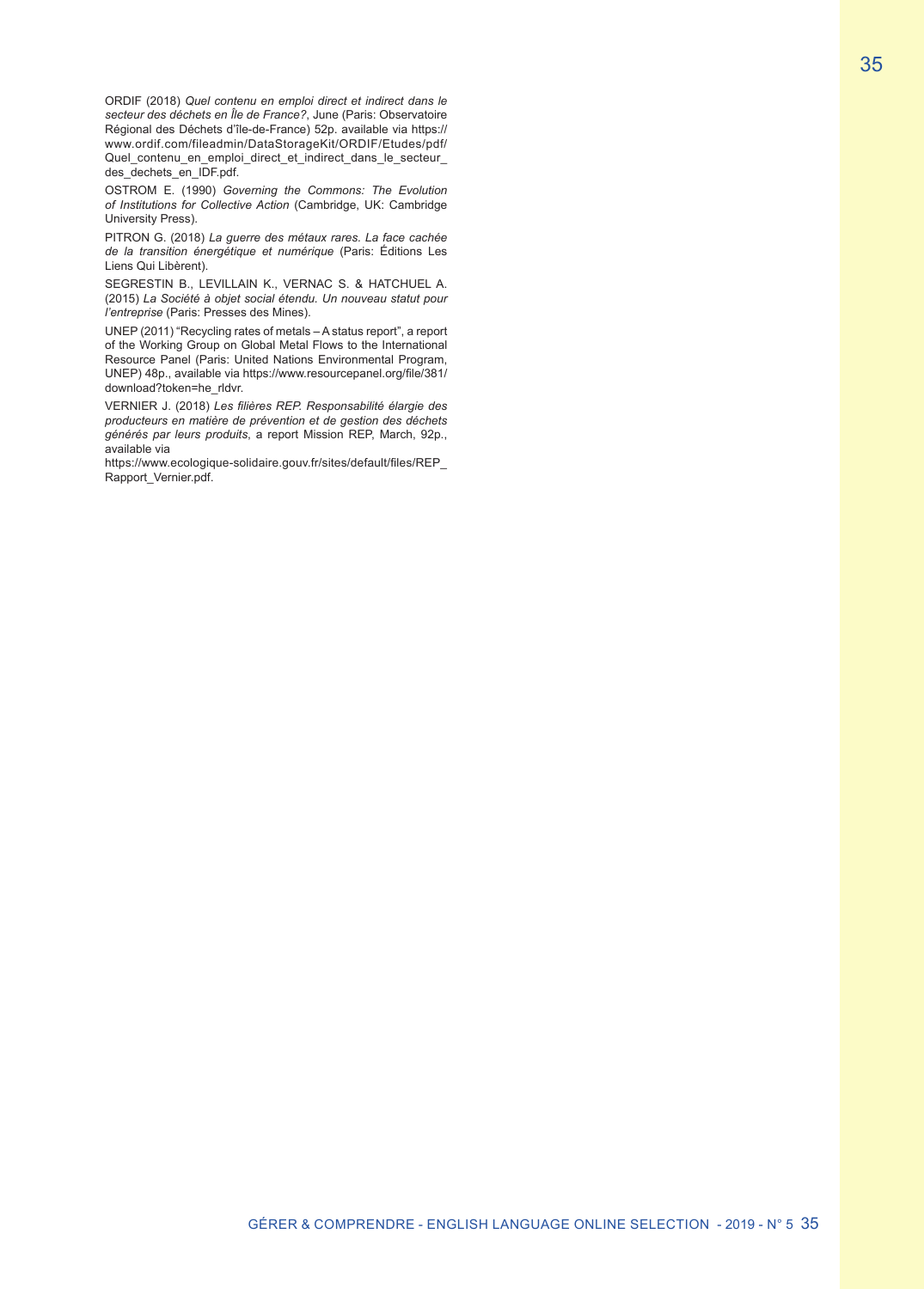ORDIF (2018) *Quel contenu en emploi direct et indirect dans le secteur des déchets en Île de France?*, June (Paris: Observatoire Régional des Déchets d'île-de-France) 52p. available via https://www.ordif.com/fileadmin/DataStorageKit/ORDIF/Etudes/pdf/Quel_contenu_en_emploi_direct_et_indirect_dans_le_secteur_des_dechets_en_IDF.pdf.

OSTROM E. (1990) *Governing the Commons: The Evolution of Institutions for Collective Action* (Cambridge, UK: Cambridge University Press).

PITRON G. (2018) *La guerre des métaux rares. La face cachée de la transition énergétique et numérique* (Paris: Éditions Les Liens Qui Libèrent).

SEGRESTIN B., LEVILLAIN K., VERNAC S. & HATCHUEL A. (2015) *La Société à objet social étendu. Un nouveau statut pour l'entreprise* (Paris: Presses des Mines).

UNEP (2011) "Recycling rates of metals – A status report", a report of the Working Group on Global Metal Flows to the International Resource Panel (Paris: United Nations Environmental Program, UNEP) 48p., available via https://www.resourcepanel.org/file/381/download?token=he_rldvr.

VERNIER J. (2018) *Les filières REP. Responsabilité élargie des producteurs en matière de prévention et de gestion des déchets générés par leurs produits*, a report Mission REP, March, 92p., available via

https://www.ecologique-solidaire.gouv.fr/sites/default/files/REP_Rapport_Vernier.pdf.